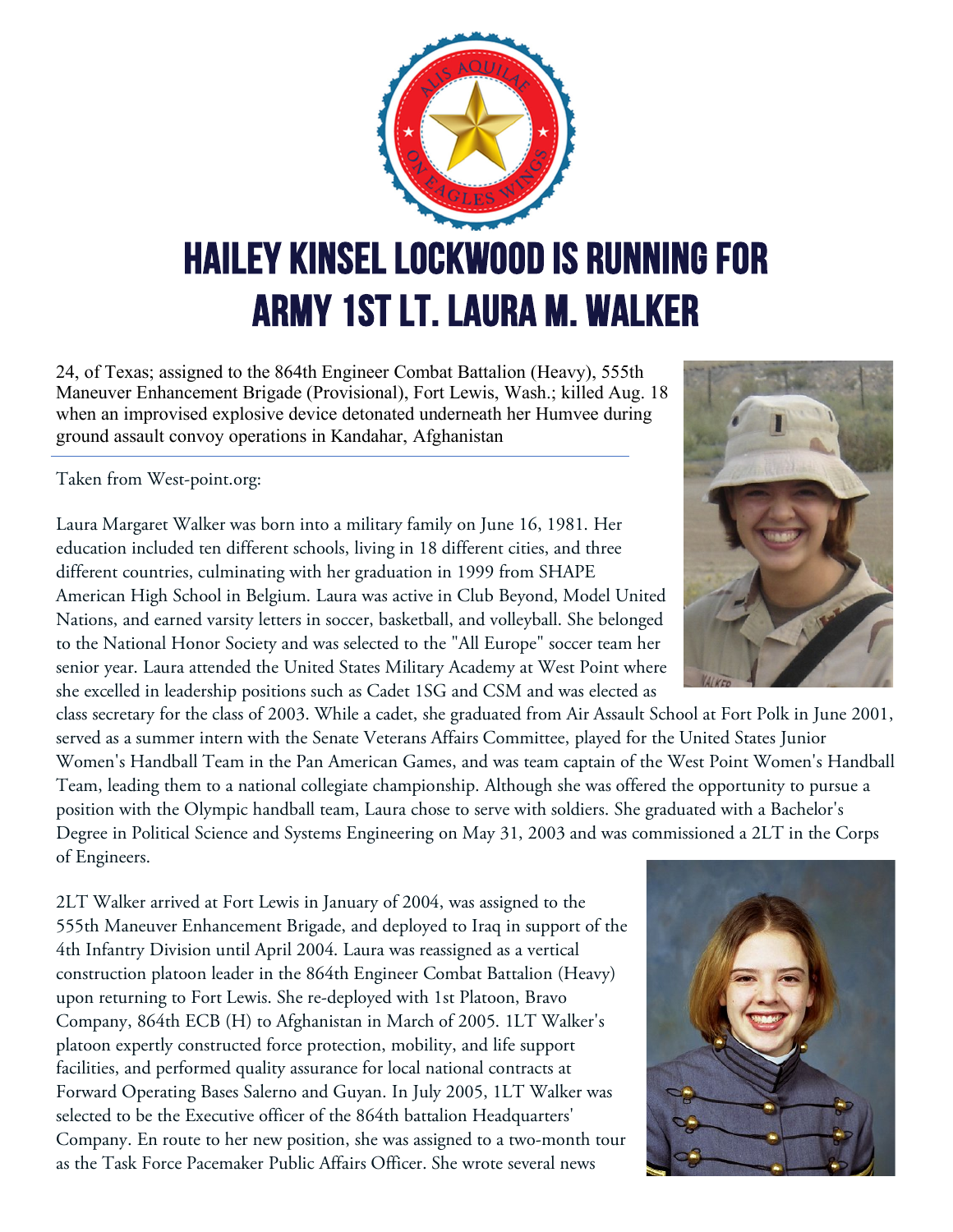# HAILEY KINSEL LOCKWOOD IS RUNNING FOR ARMY 1ST LT. LAURA M. WALKER

24, of Texas; assigned to the 864th Engineer Combat Battalion (Heavy), 555th Maneuver Enhancement Brigade (Provisional), Fort Lewis, Wash.; killed Aug. 18 when an improvised explosive device detonated underneath her Humvee during ground assault convoy operations in Kandahar, Afghanistan

---

Taken from West-point.org:

Laura Margaret Walker was born into a military family on June 16, 1981. Her education included ten different schools, living in 18 different cities, and three different countries, culminating with her graduation in 1999 from SHAPE American High School in Belgium. Laura was active in Club Beyond, Model United Nations, and earned varsity letters in soccer, basketball, and volleyball. She belonged to the National Honor Society and was selected to the "All Europe" soccer team her senior year. Laura attended the United States Military Academy at West Point where she excelled in leadership positions such as Cadet 1SG and CSM and was elected as class secretary for the class of 2003. While a cadet, she graduated from Air Assault School at Fort Polk in June 2001, served as a summer intern with the Senate Veterans Affairs Committee, played for the United States Junior Women's Handball Team in the Pan American Games, and was team captain of the West Point Women's Handball Team, leading them to a national collegiate championship. Although she was offered the opportunity to pursue a position with the Olympic handball team, Laura chose to serve with soldiers. She graduated with a Bachelor's Degree in Political Science and Systems Engineering on May 31, 2003 and was commissioned a 2LT in the Corps of Engineers.

2LT Walker arrived at Fort Lewis in January of 2004, was assigned to the 555th Maneuver Enhancement Brigade, and deployed to Iraq in support of the 4th Infantry Division until April 2004. Laura was reassigned as a vertical construction platoon leader in the 864th Engineer Combat Battalion (Heavy) upon returning to Fort Lewis. She re-deployed with 1st Platoon, Bravo Company, 864th ECB (H) to Afghanistan in March of 2005. 1LT Walker's platoon expertly constructed force protection, mobility, and life support facilities, and performed quality assurance for local national contracts at Forward Operating Bases Salerno and Guyan. In July 2005, 1LT Walker was selected to be the Executive officer of the 864th battalion Headquarters' Company. En route to her new position, she was assigned to a two-month tour as the Task Force Pacemaker Public Affairs Officer. She wrote several news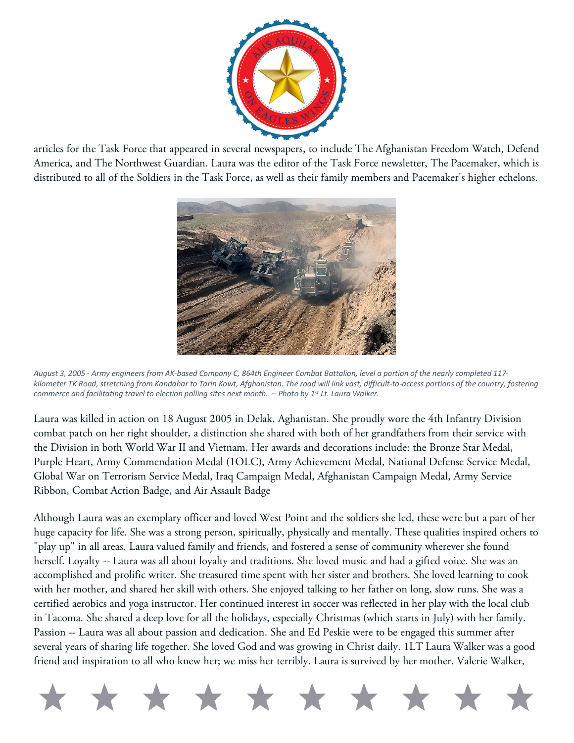articles for the Task Force that appeared in several newspapers, to include The Afghanistan Freedom Watch, Defend America, and The Northwest Guardian. Laura was the editor of the Task Force newsletter, The Pacemaker, which is distributed to all of the Soldiers in the Task Force, as well as their family members and Pacemaker's higher echelons.

*August 3, 2005 - Army engineers from AK-based Company C, 864th Engineer Combat Battalion, level a portion of the nearly completed 117-kilometer TK Road, stretching from Kandahar to Tarin Kowt, Afghanistan. The road will link vast, difficult-to-access portions of the country, fostering commerce and facilitating travel to election polling sites next month.. – Photo by 1st Lt. Laura Walker.*

Laura was killed in action on 18 August 2005 in Delak, Aghanistan. She proudly wore the 4th Infantry Division combat patch on her right shoulder, a distinction she shared with both of her grandfathers from their service with the Division in both World War II and Vietnam. Her awards and decorations include: the Bronze Star Medal, Purple Heart, Army Commendation Medal (1OLC), Army Achievement Medal, National Defense Service Medal, Global War on Terrorism Service Medal, Iraq Campaign Medal, Afghanistan Campaign Medal, Army Service Ribbon, Combat Action Badge, and Air Assault Badge

Although Laura was an exemplary officer and loved West Point and the soldiers she led, these were but a part of her huge capacity for life. She was a strong person, spiritually, physically and mentally. These qualities inspired others to "play up" in all areas. Laura valued family and friends, and fostered a sense of community wherever she found herself. Loyalty -- Laura was all about loyalty and traditions. She loved music and had a gifted voice. She was an accomplished and prolific writer. She treasured time spent with her sister and brothers. She loved learning to cook with her mother, and shared her skill with others. She enjoyed talking to her father on long, slow runs. She was a certified aerobics and yoga instructor. Her continued interest in soccer was reflected in her play with the local club in Tacoma. She shared a deep love for all the holidays, especially Christmas (which starts in July) with her family. Passion -- Laura was all about passion and dedication. She and Ed Peskie were to be engaged this summer after several years of sharing life together. She loved God and was growing in Christ daily. 1LT Laura Walker was a good friend and inspiration to all who knew her; we miss her terribly. Laura is survived by her mother, Valerie Walker,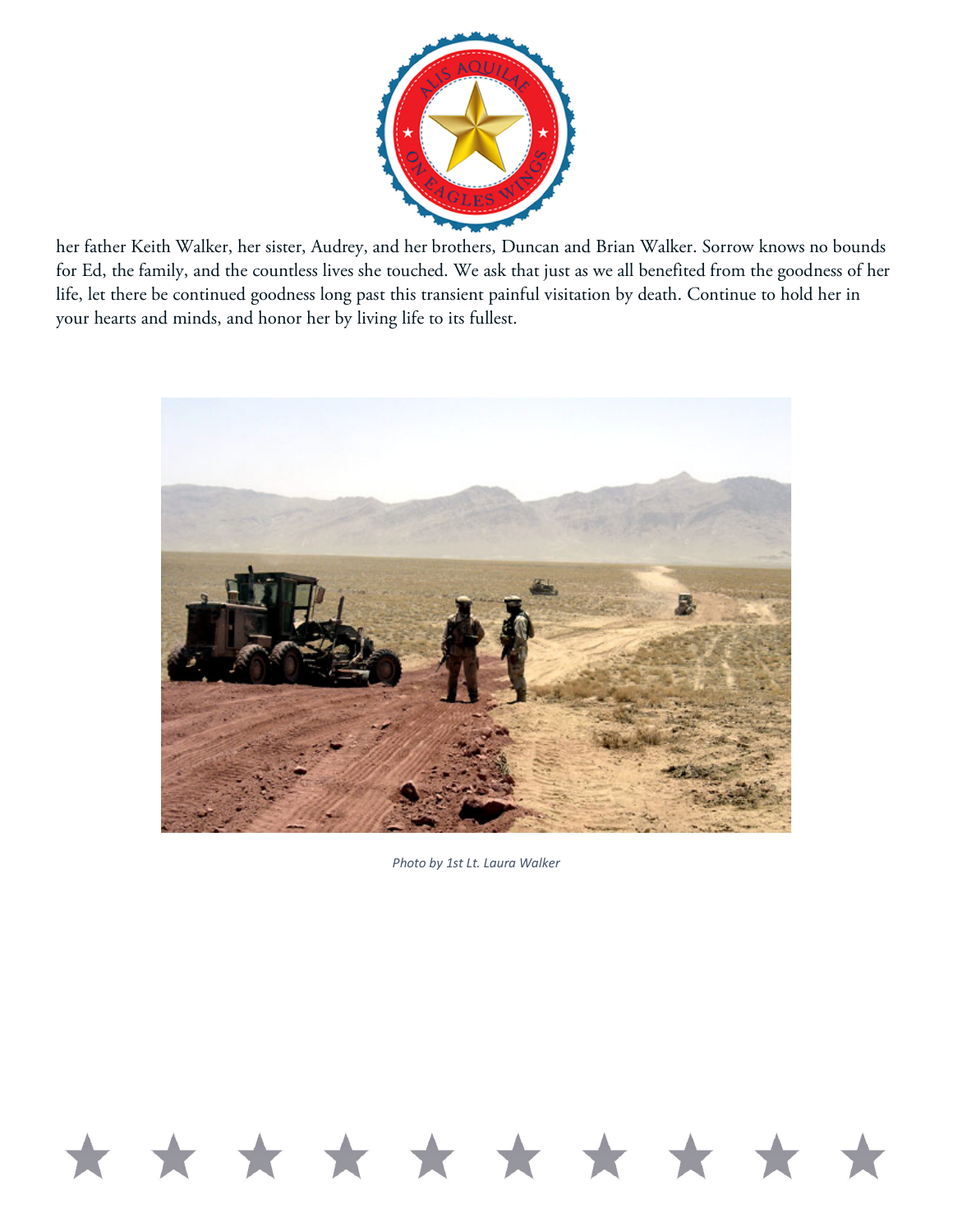her father Keith Walker, her sister, Audrey, and her brothers, Duncan and Brian Walker. Sorrow knows no bounds for Ed, the family, and the countless lives she touched. We ask that just as we all benefited from the goodness of her life, let there be continued goodness long past this transient painful visitation by death. Continue to hold her in your hearts and minds, and honor her by living life to its fullest.

*Photo by 1st Lt. Laura Walker*